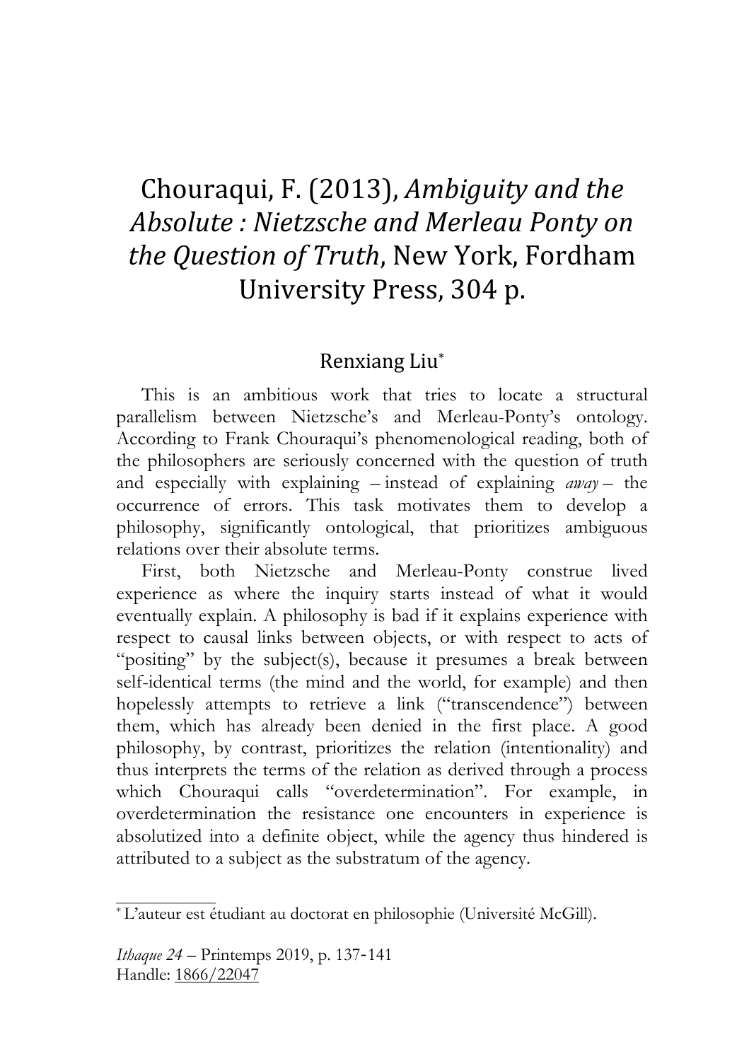# Chouraqui, F. (2013), *Ambiguity and the Absolute : Nietzsche and Merleau Ponty on the Question of Truth*, New York, Fordham University Press, 304 p.

Renxiang Liu[*]

This is an ambitious work that tries to locate a structural parallelism between Nietzsche's and Merleau-Ponty's ontology. According to Frank Chouraqui's phenomenological reading, both of the philosophers are seriously concerned with the question of truth and especially with explaining – instead of explaining *away* – the occurrence of errors. This task motivates them to develop a philosophy, significantly ontological, that prioritizes ambiguous relations over their absolute terms.

First, both Nietzsche and Merleau-Ponty construe lived experience as where the inquiry starts instead of what it would eventually explain. A philosophy is bad if it explains experience with respect to causal links between objects, or with respect to acts of "positing" by the subject(s), because it presumes a break between self-identical terms (the mind and the world, for example) and then hopelessly attempts to retrieve a link ("transcendence") between them, which has already been denied in the first place. A good philosophy, by contrast, prioritizes the relation (intentionality) and thus interprets the terms of the relation as derived through a process which Chouraqui calls "overdetermination". For example, in overdetermination the resistance one encounters in experience is absolutized into a definite object, while the agency thus hindered is attributed to a subject as the substratum of the agency.

---

[*] L'auteur est étudiant au doctorat en philosophie (Université McGill).

*Ithaque 24* – Printemps 2019, p. 137-141
Handle: 1866/22047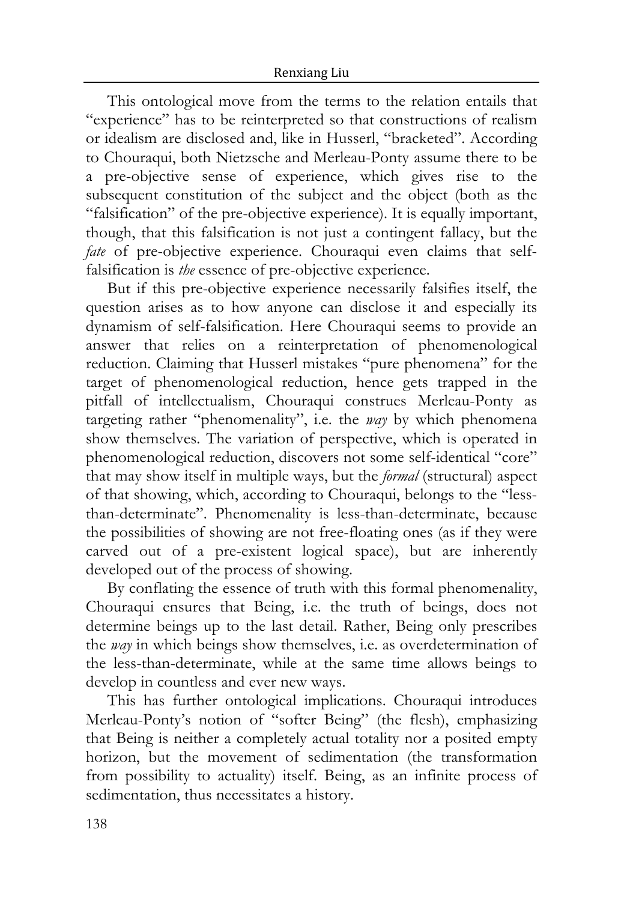This ontological move from the terms to the relation entails that "experience" has to be reinterpreted so that constructions of realism or idealism are disclosed and, like in Husserl, "bracketed". According to Chouraqui, both Nietzsche and Merleau-Ponty assume there to be a pre-objective sense of experience, which gives rise to the subsequent constitution of the subject and the object (both as the "falsification" of the pre-objective experience). It is equally important, though, that this falsification is not just a contingent fallacy, but the *fate* of pre-objective experience. Chouraqui even claims that self-falsification is *the* essence of pre-objective experience.

But if this pre-objective experience necessarily falsifies itself, the question arises as to how anyone can disclose it and especially its dynamism of self-falsification. Here Chouraqui seems to provide an answer that relies on a reinterpretation of phenomenological reduction. Claiming that Husserl mistakes "pure phenomena" for the target of phenomenological reduction, hence gets trapped in the pitfall of intellectualism, Chouraqui construes Merleau-Ponty as targeting rather "phenomenality", i.e. the *way* by which phenomena show themselves. The variation of perspective, which is operated in phenomenological reduction, discovers not some self-identical "core" that may show itself in multiple ways, but the *formal* (structural) aspect of that showing, which, according to Chouraqui, belongs to the "less-than-determinate". Phenomenality is less-than-determinate, because the possibilities of showing are not free-floating ones (as if they were carved out of a pre-existent logical space), but are inherently developed out of the process of showing.

By conflating the essence of truth with this formal phenomenality, Chouraqui ensures that Being, i.e. the truth of beings, does not determine beings up to the last detail. Rather, Being only prescribes the *way* in which beings show themselves, i.e. as overdetermination of the less-than-determinate, while at the same time allows beings to develop in countless and ever new ways.

This has further ontological implications. Chouraqui introduces Merleau-Ponty's notion of "softer Being" (the flesh), emphasizing that Being is neither a completely actual totality nor a posited empty horizon, but the movement of sedimentation (the transformation from possibility to actuality) itself. Being, as an infinite process of sedimentation, thus necessitates a history.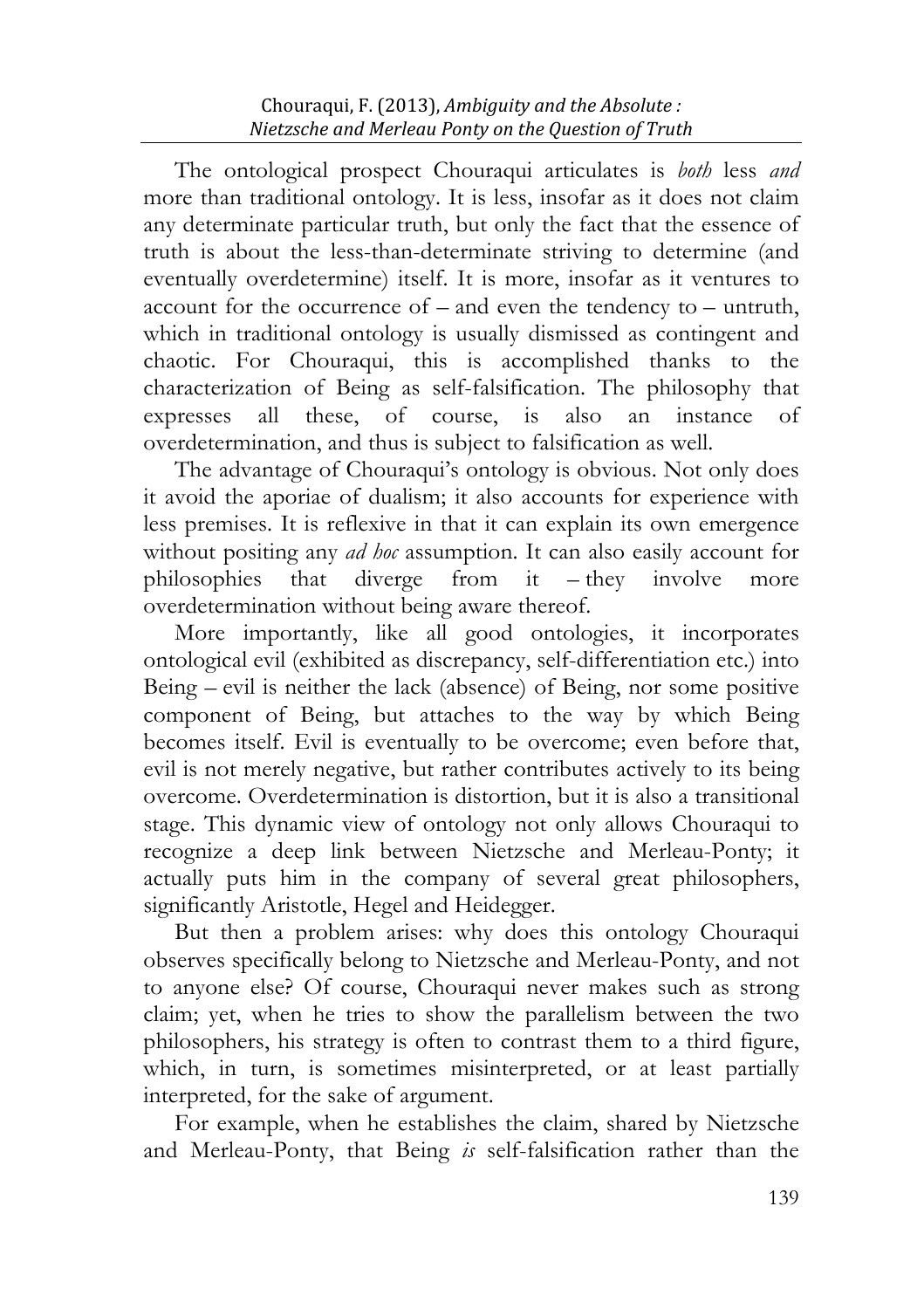The ontological prospect Chouraqui articulates is *both* less *and* more than traditional ontology. It is less, insofar as it does not claim any determinate particular truth, but only the fact that the essence of truth is about the less-than-determinate striving to determine (and eventually overdetermine) itself. It is more, insofar as it ventures to account for the occurrence of – and even the tendency to – untruth, which in traditional ontology is usually dismissed as contingent and chaotic. For Chouraqui, this is accomplished thanks to the characterization of Being as self-falsification. The philosophy that expresses all these, of course, is also an instance of overdetermination, and thus is subject to falsification as well.

The advantage of Chouraqui's ontology is obvious. Not only does it avoid the aporiae of dualism; it also accounts for experience with less premises. It is reflexive in that it can explain its own emergence without positing any *ad hoc* assumption. It can also easily account for philosophies that diverge from it – they involve more overdetermination without being aware thereof.

More importantly, like all good ontologies, it incorporates ontological evil (exhibited as discrepancy, self-differentiation etc.) into Being – evil is neither the lack (absence) of Being, nor some positive component of Being, but attaches to the way by which Being becomes itself. Evil is eventually to be overcome; even before that, evil is not merely negative, but rather contributes actively to its being overcome. Overdetermination is distortion, but it is also a transitional stage. This dynamic view of ontology not only allows Chouraqui to recognize a deep link between Nietzsche and Merleau-Ponty; it actually puts him in the company of several great philosophers, significantly Aristotle, Hegel and Heidegger.

But then a problem arises: why does this ontology Chouraqui observes specifically belong to Nietzsche and Merleau-Ponty, and not to anyone else? Of course, Chouraqui never makes such as strong claim; yet, when he tries to show the parallelism between the two philosophers, his strategy is often to contrast them to a third figure, which, in turn, is sometimes misinterpreted, or at least partially interpreted, for the sake of argument.

For example, when he establishes the claim, shared by Nietzsche and Merleau-Ponty, that Being *is* self-falsification rather than the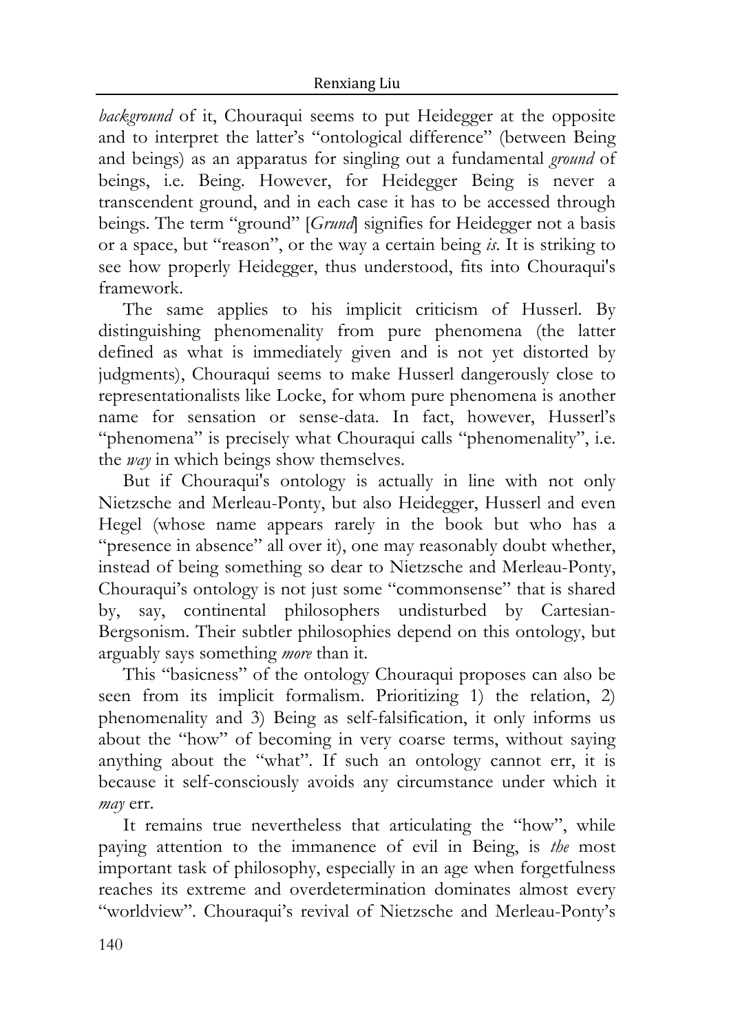*background* of it, Chouraqui seems to put Heidegger at the opposite and to interpret the latter's "ontological difference" (between Being and beings) as an apparatus for singling out a fundamental *ground* of beings, i.e. Being. However, for Heidegger Being is never a transcendent ground, and in each case it has to be accessed through beings. The term "ground" [*Grund*] signifies for Heidegger not a basis or a space, but "reason", or the way a certain being *is*. It is striking to see how properly Heidegger, thus understood, fits into Chouraqui's framework.

The same applies to his implicit criticism of Husserl. By distinguishing phenomenality from pure phenomena (the latter defined as what is immediately given and is not yet distorted by judgments), Chouraqui seems to make Husserl dangerously close to representationalists like Locke, for whom pure phenomena is another name for sensation or sense-data. In fact, however, Husserl's "phenomena" is precisely what Chouraqui calls "phenomenality", i.e. the *way* in which beings show themselves.

But if Chouraqui's ontology is actually in line with not only Nietzsche and Merleau-Ponty, but also Heidegger, Husserl and even Hegel (whose name appears rarely in the book but who has a "presence in absence" all over it), one may reasonably doubt whether, instead of being something so dear to Nietzsche and Merleau-Ponty, Chouraqui's ontology is not just some "commonsense" that is shared by, say, continental philosophers undisturbed by Cartesian-Bergsonism. Their subtler philosophies depend on this ontology, but arguably says something *more* than it.

This "basicness" of the ontology Chouraqui proposes can also be seen from its implicit formalism. Prioritizing 1) the relation, 2) phenomenality and 3) Being as self-falsification, it only informs us about the "how" of becoming in very coarse terms, without saying anything about the "what". If such an ontology cannot err, it is because it self-consciously avoids any circumstance under which it *may* err.

It remains true nevertheless that articulating the "how", while paying attention to the immanence of evil in Being, is *the* most important task of philosophy, especially in an age when forgetfulness reaches its extreme and overdetermination dominates almost every "worldview". Chouraqui's revival of Nietzsche and Merleau-Ponty's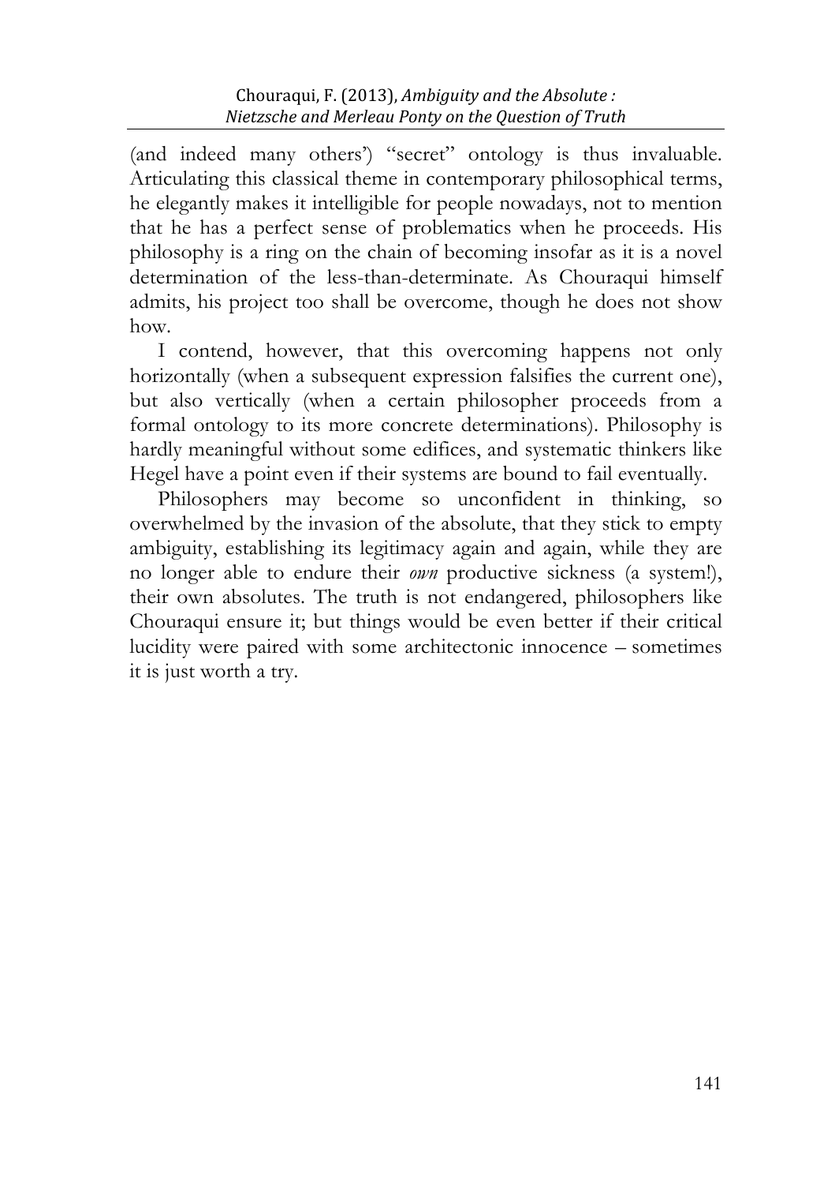(and indeed many others') "secret" ontology is thus invaluable. Articulating this classical theme in contemporary philosophical terms, he elegantly makes it intelligible for people nowadays, not to mention that he has a perfect sense of problematics when he proceeds. His philosophy is a ring on the chain of becoming insofar as it is a novel determination of the less-than-determinate. As Chouraqui himself admits, his project too shall be overcome, though he does not show how.

I contend, however, that this overcoming happens not only horizontally (when a subsequent expression falsifies the current one), but also vertically (when a certain philosopher proceeds from a formal ontology to its more concrete determinations). Philosophy is hardly meaningful without some edifices, and systematic thinkers like Hegel have a point even if their systems are bound to fail eventually.

Philosophers may become so unconfident in thinking, so overwhelmed by the invasion of the absolute, that they stick to empty ambiguity, establishing its legitimacy again and again, while they are no longer able to endure their *own* productive sickness (a system!), their own absolutes. The truth is not endangered, philosophers like Chouraqui ensure it; but things would be even better if their critical lucidity were paired with some architectonic innocence – sometimes it is just worth a try.